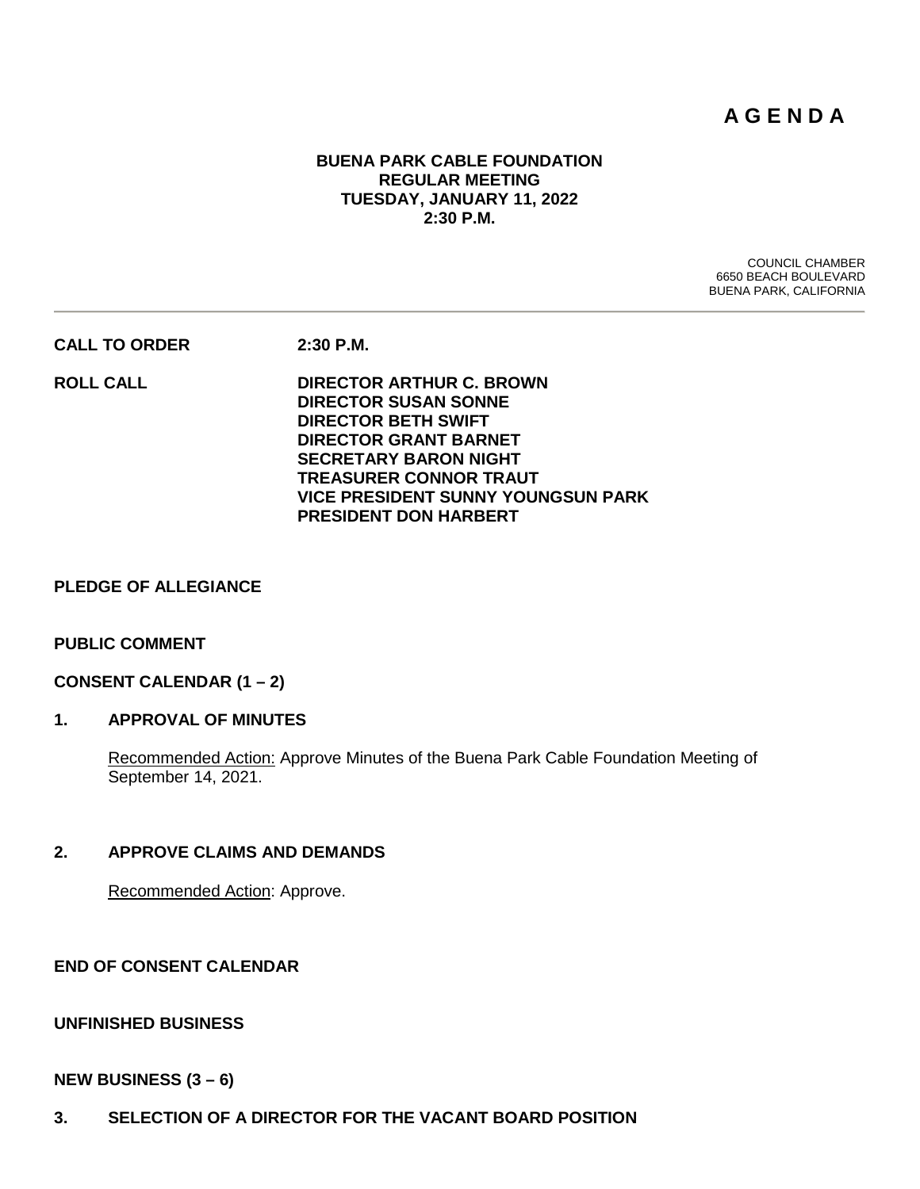# A G E N D A

**BUENA PARK CABLE FOUNDATION**
**REGULAR MEETING**
**TUESDAY, JANUARY 11, 2022**
**2:30 P.M.**

COUNCIL CHAMBER
6650 BEACH BOULEVARD
BUENA PARK, CALIFORNIA

---

**CALL TO ORDER** **2:30 P.M.**

**ROLL CALL**
**DIRECTOR ARTHUR C. BROWN**
**DIRECTOR SUSAN SONNE**
**DIRECTOR BETH SWIFT**
**DIRECTOR GRANT BARNET**
**SECRETARY BARON NIGHT**
**TREASURER CONNOR TRAUT**
**VICE PRESIDENT SUNNY YOUNGSUN PARK**
**PRESIDENT DON HARBERT**

**PLEDGE OF ALLEGIANCE**

**PUBLIC COMMENT**

**CONSENT CALENDAR (1 – 2)**

**1. APPROVAL OF MINUTES**

Recommended Action: Approve Minutes of the Buena Park Cable Foundation Meeting of September 14, 2021.

**2. APPROVE CLAIMS AND DEMANDS**

Recommended Action: Approve.

**END OF CONSENT CALENDAR**

**UNFINISHED BUSINESS**

**NEW BUSINESS (3 – 6)**

**3. SELECTION OF A DIRECTOR FOR THE VACANT BOARD POSITION**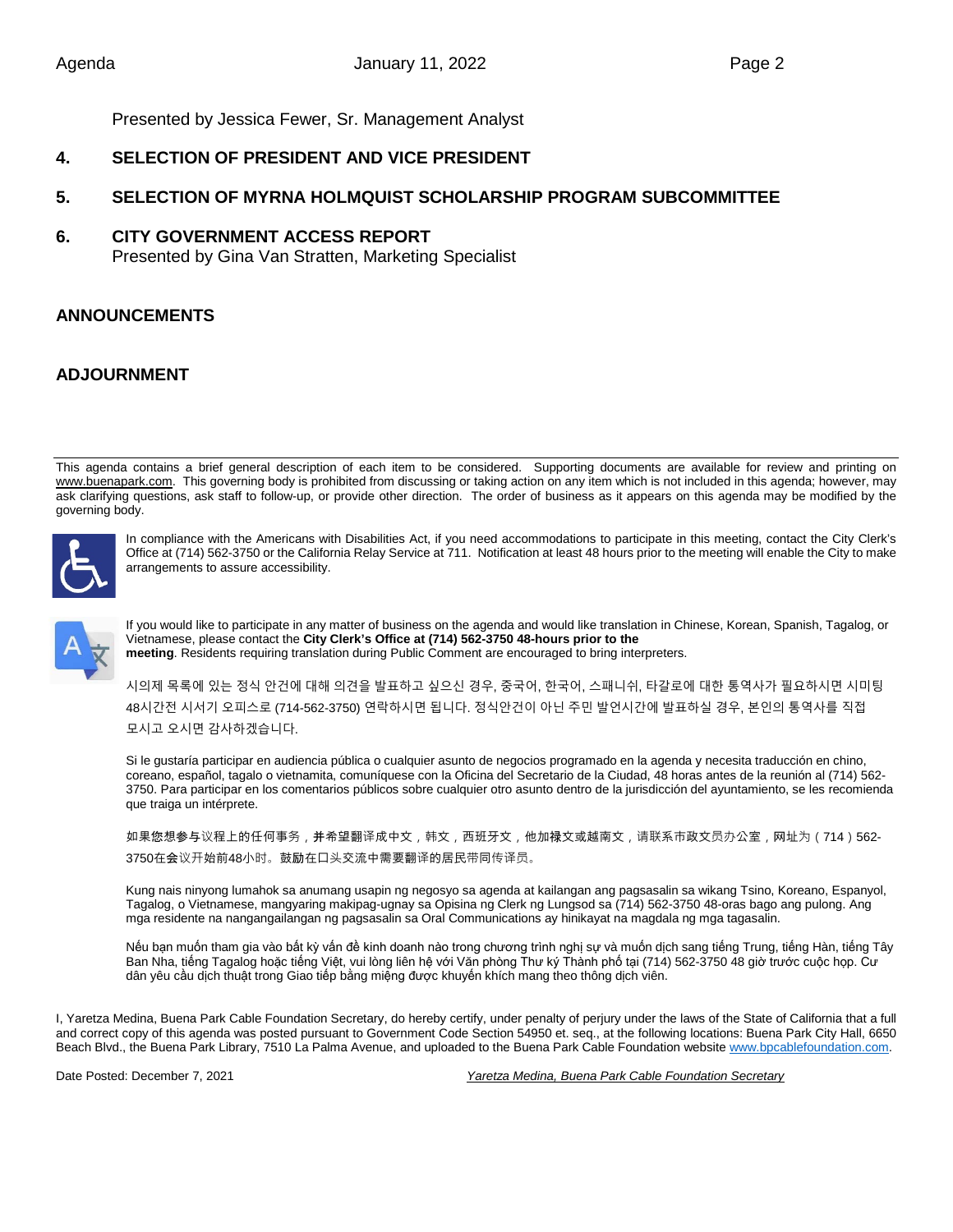Presented by Jessica Fewer, Sr. Management Analyst

**4. SELECTION OF PRESIDENT AND VICE PRESIDENT**

**5. SELECTION OF MYRNA HOLMQUIST SCHOLARSHIP PROGRAM SUBCOMMITTEE**

**6. CITY GOVERNMENT ACCESS REPORT**
Presented by Gina Van Stratten, Marketing Specialist

## ANNOUNCEMENTS

## ADJOURNMENT

---

This agenda contains a brief general description of each item to be considered. Supporting documents are available for review and printing on www.buenapark.com. This governing body is prohibited from discussing or taking action on any item which is not included in this agenda; however, may ask clarifying questions, ask staff to follow-up, or provide other direction. The order of business as it appears on this agenda may be modified by the governing body.

In compliance with the Americans with Disabilities Act, if you need accommodations to participate in this meeting, contact the City Clerk's Office at (714) 562-3750 or the California Relay Service at 711. Notification at least 48 hours prior to the meeting will enable the City to make arrangements to assure accessibility.

If you would like to participate in any matter of business on the agenda and would like translation in Chinese, Korean, Spanish, Tagalog, or Vietnamese, please contact the **City Clerk's Office at (714) 562-3750 48-hours prior to the meeting**. Residents requiring translation during Public Comment are encouraged to bring interpreters.

시의제 목록에 있는 정식 안건에 대해 의견을 발표하고 싶으신 경우, 중국어, 한국어, 스패니쉬, 타갈로에 대한 통역사가 필요하시면 시미팅 48시간전 시서기 오피스로 (714-562-3750) 연락하시면 됩니다. 정식안건이 아닌 주민 발언시간에 발표하실 경우, 본인의 통역사를 직접 모시고 오시면 감사하겠습니다.

Si le gustaría participar en audiencia pública o cualquier asunto de negocios programado en la agenda y necesita traducción en chino, coreano, español, tagalo o vietnamita, comuníquese con la Oficina del Secretario de la Ciudad, 48 horas antes de la reunión al (714) 562-3750. Para participar en los comentarios públicos sobre cualquier otro asunto dentro de la jurisdicción del ayuntamiento, se les recomienda que traiga un intérprete.

如果您想参与议程上的任何事务，并希望翻译成中文，韩文，西班牙文，他加禄文或越南文，请联系市政文员办公室，网址为（714）562-3750在会议开始前48小时。鼓励在口头交流中需要翻译的居民带同传译员。

Kung nais ninyong lumahok sa anumang usapin ng negosyo sa agenda at kailangan ang pagsasalin sa wikang Tsino, Koreano, Espanyol, Tagalog, o Vietnamese, mangyaring makipag-ugnay sa Opisina ng Clerk ng Lungsod sa (714) 562-3750 48-oras bago ang pulong. Ang mga residente na nangangailangan ng pagsasalin sa Oral Communications ay hinikayat na magdala ng mga tagasalin.

Nếu bạn muốn tham gia vào bất kỳ vấn đề kinh doanh nào trong chương trình nghị sự và muốn dịch sang tiếng Trung, tiếng Hàn, tiếng Tây Ban Nha, tiếng Tagalog hoặc tiếng Việt, vui lòng liên hệ với Văn phòng Thư ký Thành phố tại (714) 562-3750 48 giờ trước cuộc họp. Cư dân yêu cầu dịch thuật trong Giao tiếp bằng miệng được khuyến khích mang theo thông dịch viên.

I, Yaretza Medina, Buena Park Cable Foundation Secretary, do hereby certify, under penalty of perjury under the laws of the State of California that a full and correct copy of this agenda was posted pursuant to Government Code Section 54950 et. seq., at the following locations: Buena Park City Hall, 6650 Beach Blvd., the Buena Park Library, 7510 La Palma Avenue, and uploaded to the Buena Park Cable Foundation website www.bpcablefoundation.com.

Date Posted: December 7, 2021

*Yaretza Medina, Buena Park Cable Foundation Secretary*